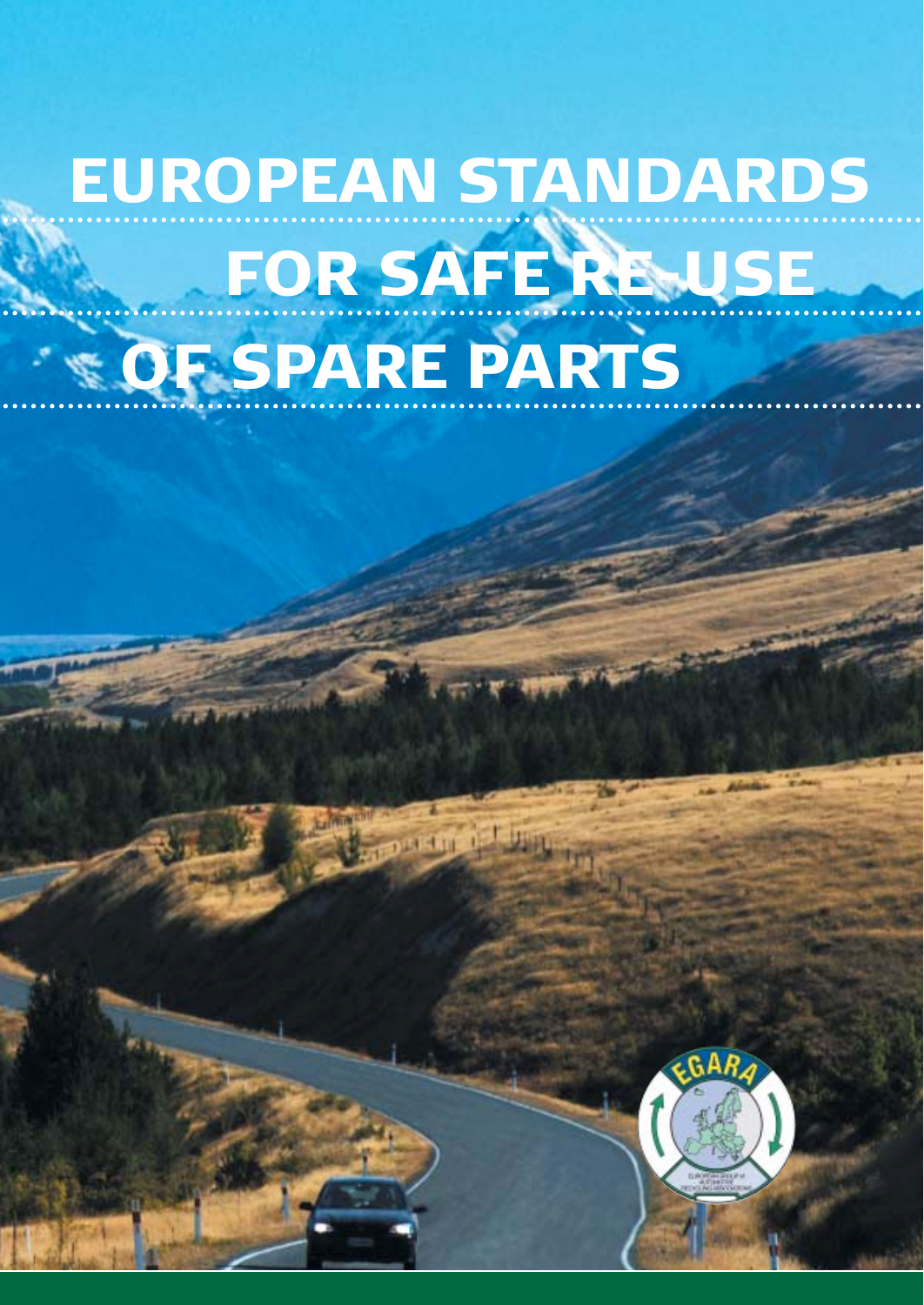# EUROPEAN STANDARDS FOR SAFE RE-USE OF SPARE PARTS

EGARA

EUROPEAN GROUP of AUTOMOTIVE RECYCLING ASSOCIATIONS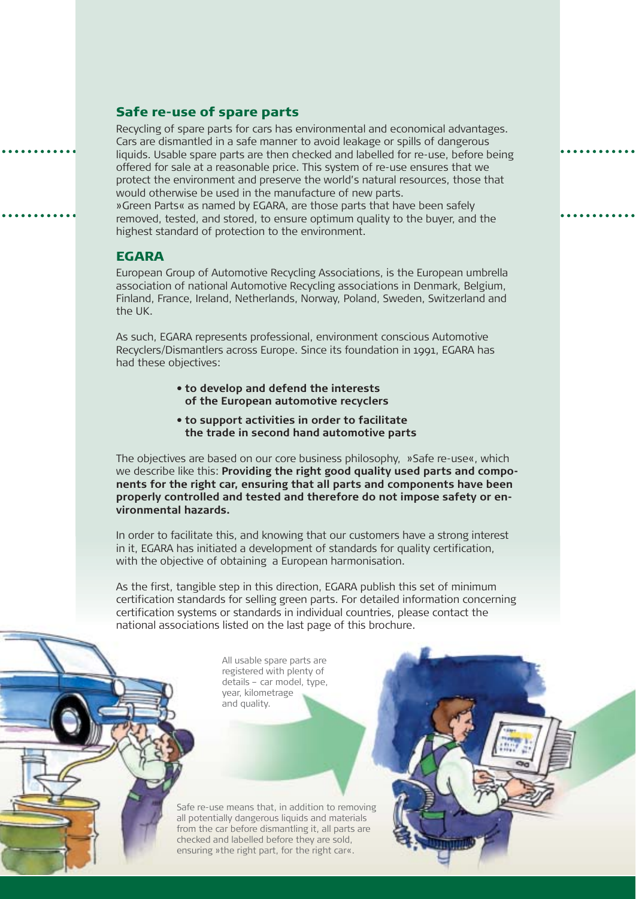## Safe re-use of spare parts

Recycling of spare parts for cars has environmental and economical advantages. Cars are dismantled in a safe manner to avoid leakage or spills of dangerous liquids. Usable spare parts are then checked and labelled for re-use, before being offered for sale at a reasonable price. This system of re-use ensures that we protect the environment and preserve the world's natural resources, those that would otherwise be used in the manufacture of new parts.
»Green Parts« as named by EGARA, are those parts that have been safely removed, tested, and stored, to ensure optimum quality to the buyer, and the highest standard of protection to the environment.

## EGARA

European Group of Automotive Recycling Associations, is the European umbrella association of national Automotive Recycling associations in Denmark, Belgium, Finland, France, Ireland, Netherlands, Norway, Poland, Sweden, Switzerland and the UK.

As such, EGARA represents professional, environment conscious Automotive Recyclers/Dismantlers across Europe. Since its foundation in 1991, EGARA has had these objectives:

- **to develop and defend the interests of the European automotive recyclers**
- **to support activities in order to facilitate the trade in second hand automotive parts**

The objectives are based on our core business philosophy, »Safe re-use«, which we describe like this: **Providing the right good quality used parts and components for the right car, ensuring that all parts and components have been properly controlled and tested and therefore do not impose safety or environmental hazards.**

In order to facilitate this, and knowing that our customers have a strong interest in it, EGARA has initiated a development of standards for quality certification, with the objective of obtaining a European harmonisation.

As the first, tangible step in this direction, EGARA publish this set of minimum certification standards for selling green parts. For detailed information concerning certification systems or standards in individual countries, please contact the national associations listed on the last page of this brochure.

All usable spare parts are registered with plenty of details – car model, type, year, kilometrage and quality.

Safe re-use means that, in addition to removing all potentially dangerous liquids and materials from the car before dismantling it, all parts are checked and labelled before they are sold, ensuring »the right part, for the right car«.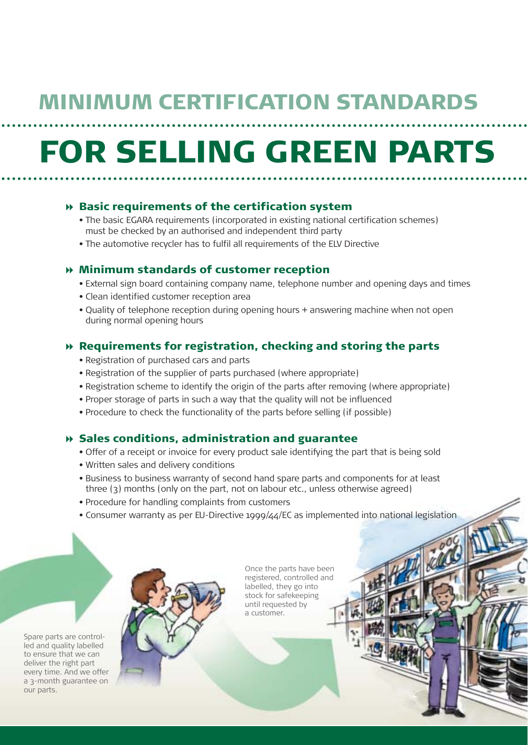# MINIMUM CERTIFICATION STANDARDS

# FOR SELLING GREEN PARTS

## Basic requirements of the certification system

- The basic EGARA requirements (incorporated in existing national certification schemes) must be checked by an authorised and independent third party
- The automotive recycler has to fulfil all requirements of the ELV Directive

## Minimum standards of customer reception

- External sign board containing company name, telephone number and opening days and times
- Clean identified customer reception area
- Quality of telephone reception during opening hours + answering machine when not open during normal opening hours

## Requirements for registration, checking and storing the parts

- Registration of purchased cars and parts
- Registration of the supplier of parts purchased (where appropriate)
- Registration scheme to identify the origin of the parts after removing (where appropriate)
- Proper storage of parts in such a way that the quality will not be influenced
- Procedure to check the functionality of the parts before selling (if possible)

## Sales conditions, administration and guarantee

- Offer of a receipt or invoice for every product sale identifying the part that is being sold
- Written sales and delivery conditions
- Business to business warranty of second hand spare parts and components for at least three (3) months (only on the part, not on labour etc., unless otherwise agreed)
- Procedure for handling complaints from customers
- Consumer warranty as per EU-Directive 1999/44/EC as implemented into national legislation

Spare parts are controlled and quality labelled to ensure that we can deliver the right part every time. And we offer a 3-month guarantee on our parts.

Once the parts have been registered, controlled and labelled, they go into stock for safekeeping until requested by a customer.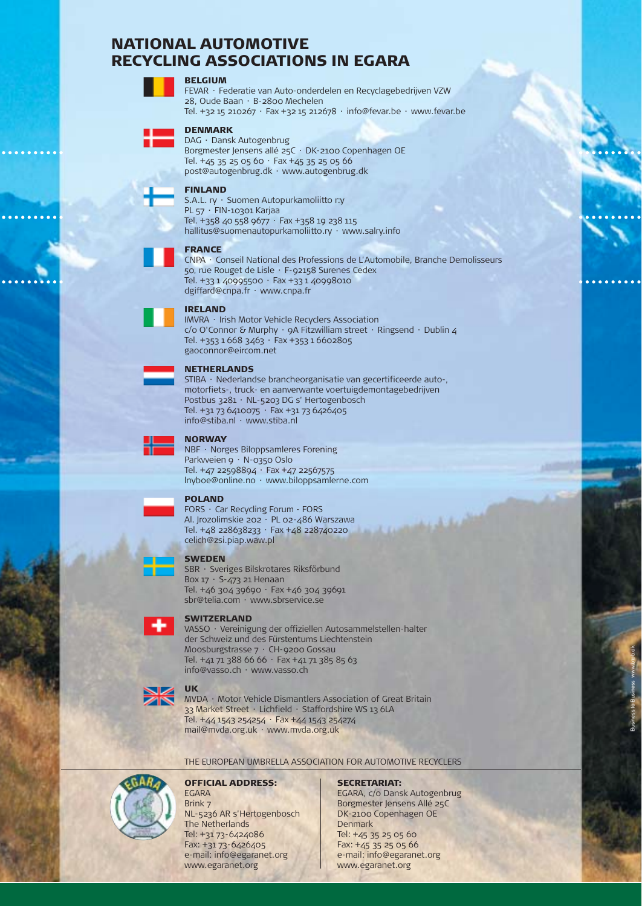# NATIONAL AUTOMOTIVE RECYCLING ASSOCIATIONS IN EGARA

### BELGIUM
FEVAR · Federatie van Auto-onderdelen en Recyclagebedrijven VZW
28, Oude Baan · B-2800 Mechelen
Tel. +32 15 210267 · Fax +32 15 212678 · info@fevar.be · www.fevar.be

### DENMARK
DAG · Dansk Autogenbrug
Borgmester Jensens allé 25C · DK-2100 Copenhagen OE
Tel. +45 35 25 05 60 · Fax +45 35 25 05 66
post@autogenbrug.dk · www.autogenbrug.dk

### FINLAND
S.A.L. ry · Suomen Autopurkamoliitto r:y
PL 57 · FIN-10301 Karjaa
Tel. +358 40 558 9677 · Fax +358 19 238 115
hallitus@suomenautopurkamoliitto.ry · www.salry.info

### FRANCE
CNPA · Conseil National des Professions de L'Automobile, Branche Demolisseurs
50, rue Rouget de Lisle · F-92158 Surenes Cedex
Tel. +33 1 40995500 · Fax +33 1 40998010
dgiffard@cnpa.fr · www.cnpa.fr

### IRELAND
IMVRA · Irish Motor Vehicle Recyclers Association
c/o O'Connor & Murphy · 9A Fitzwilliam street · Ringsend · Dublin 4
Tel. +353 1 668 3463 · Fax +353 1 6602805
gaoconnor@eircom.net

### NETHERLANDS
STIBA · Nederlandse brancheorganisatie van gecertificeerde auto-, motorfiets-, truck- en aanverwante voertuigdemontagebedrijven
Postbus 3281 · NL-5203 DG s' Hertogenbosch
Tel. +31 73 6410075 · Fax +31 73 6426405
info@stiba.nl · www.stiba.nl

### NORWAY
NBF · Norges Biloppsamleres Forening
Parkveien 9 · N-0350 Oslo
Tel. +47 22598894 · Fax +47 22567575
lnyboe@online.no · www.biloppsamlerne.com

### POLAND
FORS · Car Recycling Forum - FORS
Al. Jrozolimskie 202 · PL 02-486 Warszawa
Tel. +48 228638233 · Fax +48 228740220
celich@zsi.piap.waw.pl

### SWEDEN
SBR · Sveriges Bilskrotares Riksförbund
Box 17 · S-473 21 Henaan
Tel. +46 304 39690 · Fax +46 304 39691
sbr@telia.com · www.sbrservice.se

### SWITZERLAND
VASSO · Vereinigung der offiziellen Autosammelstellen-halter der Schweiz und des Fürstentums Liechtenstein
Moosburgstrasse 7 · CH-9200 Gossau
Tel. +41 71 388 66 66 · Fax +41 71 385 85 63
info@vasso.ch · www.vasso.ch

### UK
MVDA · Motor Vehicle Dismantlers Association of Great Britain
33 Market Street · Lichfield · Staffordshire WS 13 6LA
Tel. +44 1543 254254 · Fax +44 1543 254274
mail@mvda.org.uk · www.mvda.org.uk

THE EUROPEAN UMBRELLA ASSOCIATION FOR AUTOMOTIVE RECYCLERS

**OFFICIAL ADDRESS:**
EGARA
Brink 7
NL-5236 AR s'Hertogenbosch
The Netherlands
Tel: +31 73-6424086
Fax: +31 73-6426405
e-mail: info@egaranet.org
www.egaranet.org

**SECRETARIAT:**
EGARA, c/o Dansk Autogenbrug
Borgmester Jensens Allé 25C
DK-2100 Copenhagen OE
Denmark
Tel: +45 35 25 05 60
Fax: +45 35 25 05 66
e-mail: info@egaranet.org
www.egaranet.org